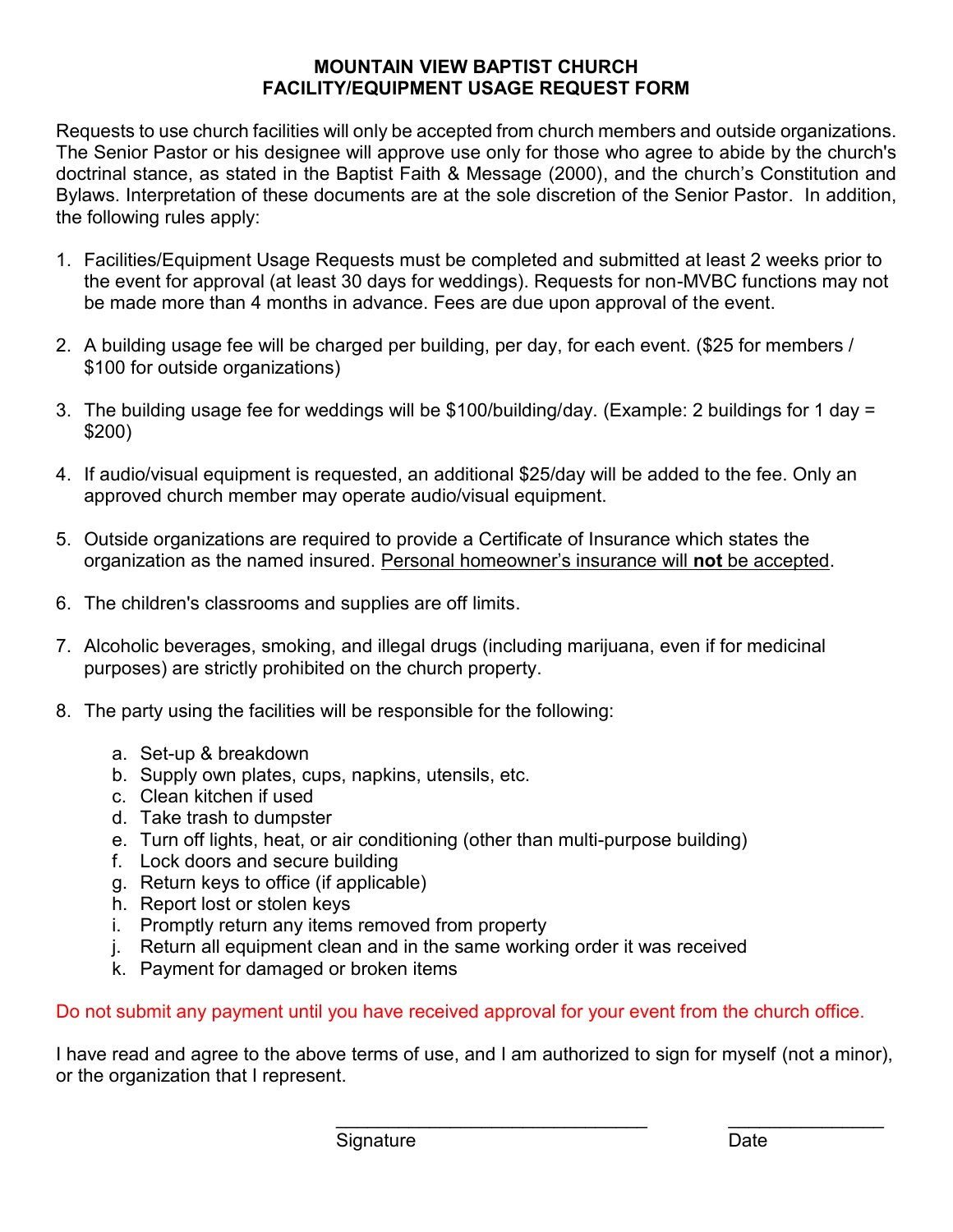# MOUNTAIN VIEW BAPTIST CHURCH
## FACILITY/EQUIPMENT USAGE REQUEST FORM

Requests to use church facilities will only be accepted from church members and outside organizations. The Senior Pastor or his designee will approve use only for those who agree to abide by the church's doctrinal stance, as stated in the Baptist Faith & Message (2000), and the church's Constitution and Bylaws. Interpretation of these documents are at the sole discretion of the Senior Pastor. In addition, the following rules apply:

1. Facilities/Equipment Usage Requests must be completed and submitted at least 2 weeks prior to the event for approval (at least 30 days for weddings). Requests for non-MVBC functions may not be made more than 4 months in advance. Fees are due upon approval of the event.

2. A building usage fee will be charged per building, per day, for each event. ($25 for members / $100 for outside organizations)

3. The building usage fee for weddings will be $100/building/day. (Example: 2 buildings for 1 day = $200)

4. If audio/visual equipment is requested, an additional $25/day will be added to the fee. Only an approved church member may operate audio/visual equipment.

5. Outside organizations are required to provide a Certificate of Insurance which states the organization as the named insured. <u>Personal homeowner's insurance will **not** be accepted</u>.

6. The children's classrooms and supplies are off limits.

7. Alcoholic beverages, smoking, and illegal drugs (including marijuana, even if for medicinal purposes) are strictly prohibited on the church property.

8. The party using the facilities will be responsible for the following:

   a. Set-up & breakdown
   b. Supply own plates, cups, napkins, utensils, etc.
   c. Clean kitchen if used
   d. Take trash to dumpster
   e. Turn off lights, heat, or air conditioning (other than multi-purpose building)
   f. Lock doors and secure building
   g. Return keys to office (if applicable)
   h. Report lost or stolen keys
   i. Promptly return any items removed from property
   j. Return all equipment clean and in the same working order it was received
   k. Payment for damaged or broken items

Do not submit any payment until you have received approval for your event from the church office.

I have read and agree to the above terms of use, and I am authorized to sign for myself (not a minor), or the organization that I represent.

_______________________________ Signature

_______________ Date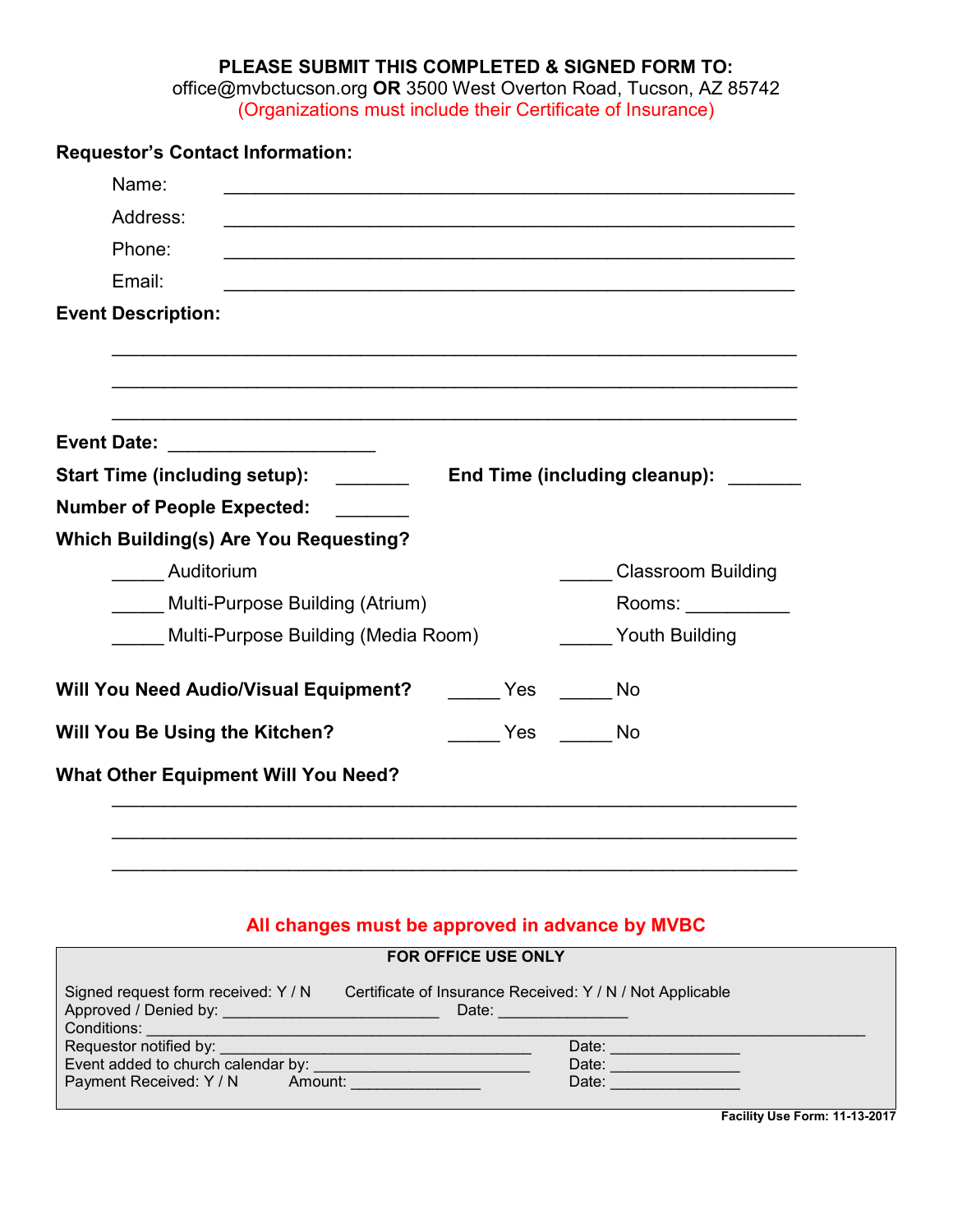**PLEASE SUBMIT THIS COMPLETED & SIGNED FORM TO:**
office@mvbctucson.org **OR** 3500 West Overton Road, Tucson, AZ 85742
(Organizations must include their Certificate of Insurance)

**Requestor's Contact Information:**

Name: ____________________________________________________

Address: ____________________________________________________

Phone: ____________________________________________________

Email: ____________________________________________________

**Event Description:**

____________________________________________________________

____________________________________________________________

____________________________________________________________

**Event Date:** ____________________

**Start Time (including setup):** _______ **End Time (including cleanup):** _______

**Number of People Expected:** _______

**Which Building(s) Are You Requesting?**

_____ Auditorium

_____ Multi-Purpose Building (Atrium)

_____ Multi-Purpose Building (Media Room)

_____ Classroom Building

Rooms: __________

_____ Youth Building

**Will You Need Audio/Visual Equipment?** _____ Yes _____ No

**Will You Be Using the Kitchen?** _____ Yes _____ No

**What Other Equipment Will You Need?**

____________________________________________________________

____________________________________________________________

____________________________________________________________

**All changes must be approved in advance by MVBC**

**FOR OFFICE USE ONLY**

Signed request form received: Y / N Certificate of Insurance Received: Y / N / Not Applicable
Approved / Denied by: ________________________ Date: ______________
Conditions: ____________________________________________________________________________
Requestor notified by: __________________________________ Date: ______________
Event added to church calendar by: ________________________ Date: ______________
Payment Received: Y / N Amount: ______________ Date: ______________

**Facility Use Form: 11-13-2017**